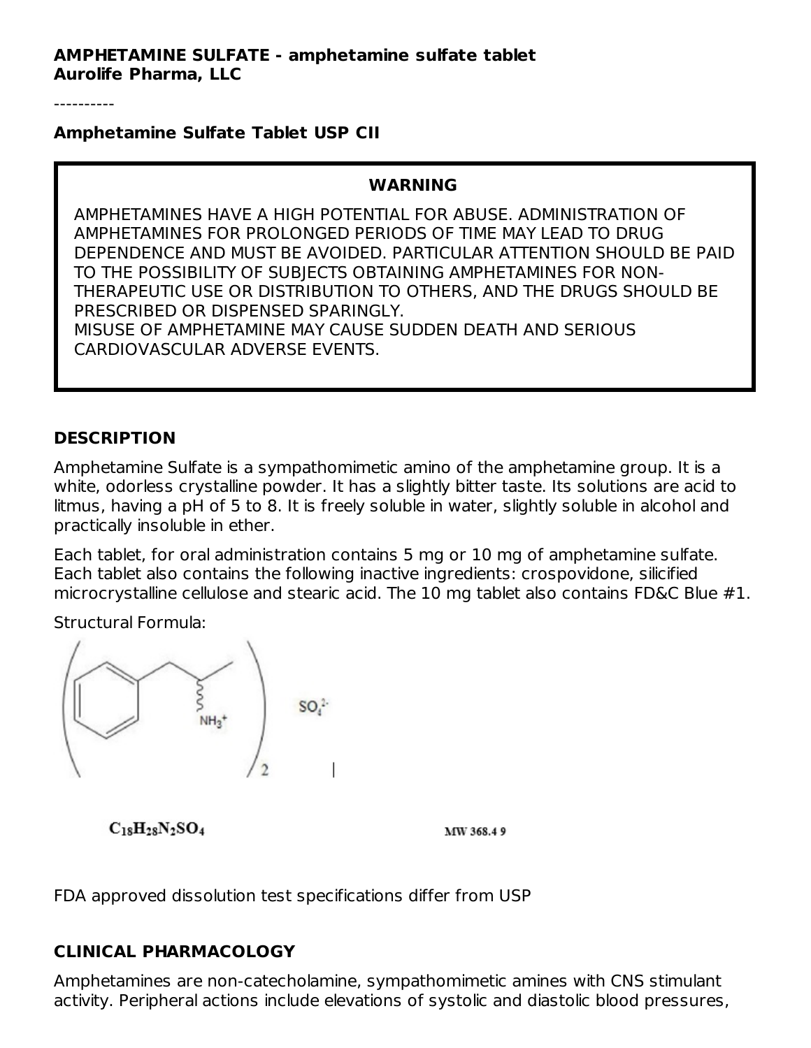**AMPHETAMINE SULFATE - amphetamine sulfate tablet**
**Aurolife Pharma, LLC**

----------

**Amphetamine Sulfate Tablet USP CII**

**WARNING**

AMPHETAMINES HAVE A HIGH POTENTIAL FOR ABUSE. ADMINISTRATION OF AMPHETAMINES FOR PROLONGED PERIODS OF TIME MAY LEAD TO DRUG DEPENDENCE AND MUST BE AVOIDED. PARTICULAR ATTENTION SHOULD BE PAID TO THE POSSIBILITY OF SUBJECTS OBTAINING AMPHETAMINES FOR NON-THERAPEUTIC USE OR DISTRIBUTION TO OTHERS, AND THE DRUGS SHOULD BE PRESCRIBED OR DISPENSED SPARINGLY.
MISUSE OF AMPHETAMINE MAY CAUSE SUDDEN DEATH AND SERIOUS CARDIOVASCULAR ADVERSE EVENTS.

## DESCRIPTION

Amphetamine Sulfate is a sympathomimetic amino of the amphetamine group. It is a white, odorless crystalline powder. It has a slightly bitter taste. Its solutions are acid to litmus, having a pH of 5 to 8. It is freely soluble in water, slightly soluble in alcohol and practically insoluble in ether.

Each tablet, for oral administration contains 5 mg or 10 mg of amphetamine sulfate. Each tablet also contains the following inactive ingredients: crospovidone, silicified microcrystalline cellulose and stearic acid. The 10 mg tablet also contains FD&C Blue #1.

Structural Formula:

$(C_9H_{14}N^+)_2 \; SO_4^{2-}$

$C_{18}H_{28}N_2SO_4$ MW 368.4 9

FDA approved dissolution test specifications differ from USP

## CLINICAL PHARMACOLOGY

Amphetamines are non-catecholamine, sympathomimetic amines with CNS stimulant activity. Peripheral actions include elevations of systolic and diastolic blood pressures,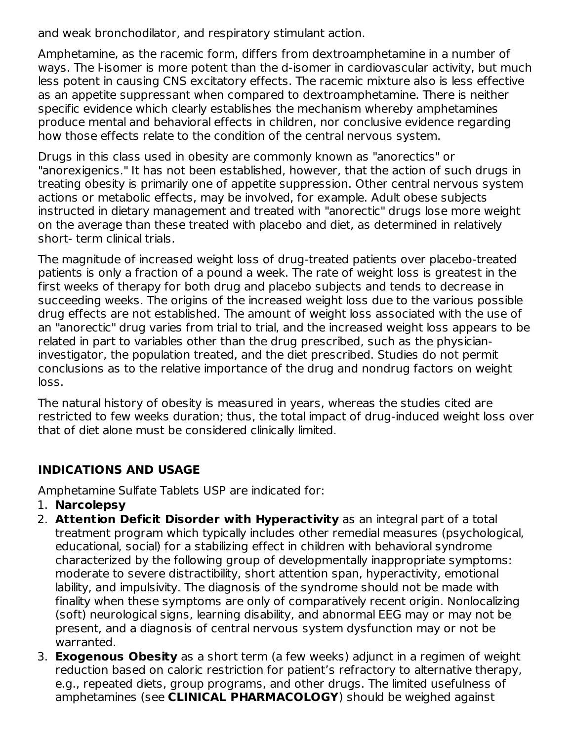and weak bronchodilator, and respiratory stimulant action.

Amphetamine, as the racemic form, differs from dextroamphetamine in a number of ways. The l-isomer is more potent than the d-isomer in cardiovascular activity, but much less potent in causing CNS excitatory effects. The racemic mixture also is less effective as an appetite suppressant when compared to dextroamphetamine. There is neither specific evidence which clearly establishes the mechanism whereby amphetamines produce mental and behavioral effects in children, nor conclusive evidence regarding how those effects relate to the condition of the central nervous system.

Drugs in this class used in obesity are commonly known as "anorectics" or "anorexigenics." It has not been established, however, that the action of such drugs in treating obesity is primarily one of appetite suppression. Other central nervous system actions or metabolic effects, may be involved, for example. Adult obese subjects instructed in dietary management and treated with "anorectic" drugs lose more weight on the average than these treated with placebo and diet, as determined in relatively short- term clinical trials.

The magnitude of increased weight loss of drug-treated patients over placebo-treated patients is only a fraction of a pound a week. The rate of weight loss is greatest in the first weeks of therapy for both drug and placebo subjects and tends to decrease in succeeding weeks. The origins of the increased weight loss due to the various possible drug effects are not established. The amount of weight loss associated with the use of an "anorectic" drug varies from trial to trial, and the increased weight loss appears to be related in part to variables other than the drug prescribed, such as the physician-investigator, the population treated, and the diet prescribed. Studies do not permit conclusions as to the relative importance of the drug and nondrug factors on weight loss.

The natural history of obesity is measured in years, whereas the studies cited are restricted to few weeks duration; thus, the total impact of drug-induced weight loss over that of diet alone must be considered clinically limited.

## INDICATIONS AND USAGE

Amphetamine Sulfate Tablets USP are indicated for:

1. **Narcolepsy**
2. **Attention Deficit Disorder with Hyperactivity** as an integral part of a total treatment program which typically includes other remedial measures (psychological, educational, social) for a stabilizing effect in children with behavioral syndrome characterized by the following group of developmentally inappropriate symptoms: moderate to severe distractibility, short attention span, hyperactivity, emotional lability, and impulsivity. The diagnosis of the syndrome should not be made with finality when these symptoms are only of comparatively recent origin. Nonlocalizing (soft) neurological signs, learning disability, and abnormal EEG may or may not be present, and a diagnosis of central nervous system dysfunction may or not be warranted.
3. **Exogenous Obesity** as a short term (a few weeks) adjunct in a regimen of weight reduction based on caloric restriction for patient's refractory to alternative therapy, e.g., repeated diets, group programs, and other drugs. The limited usefulness of amphetamines (see **CLINICAL PHARMACOLOGY**) should be weighed against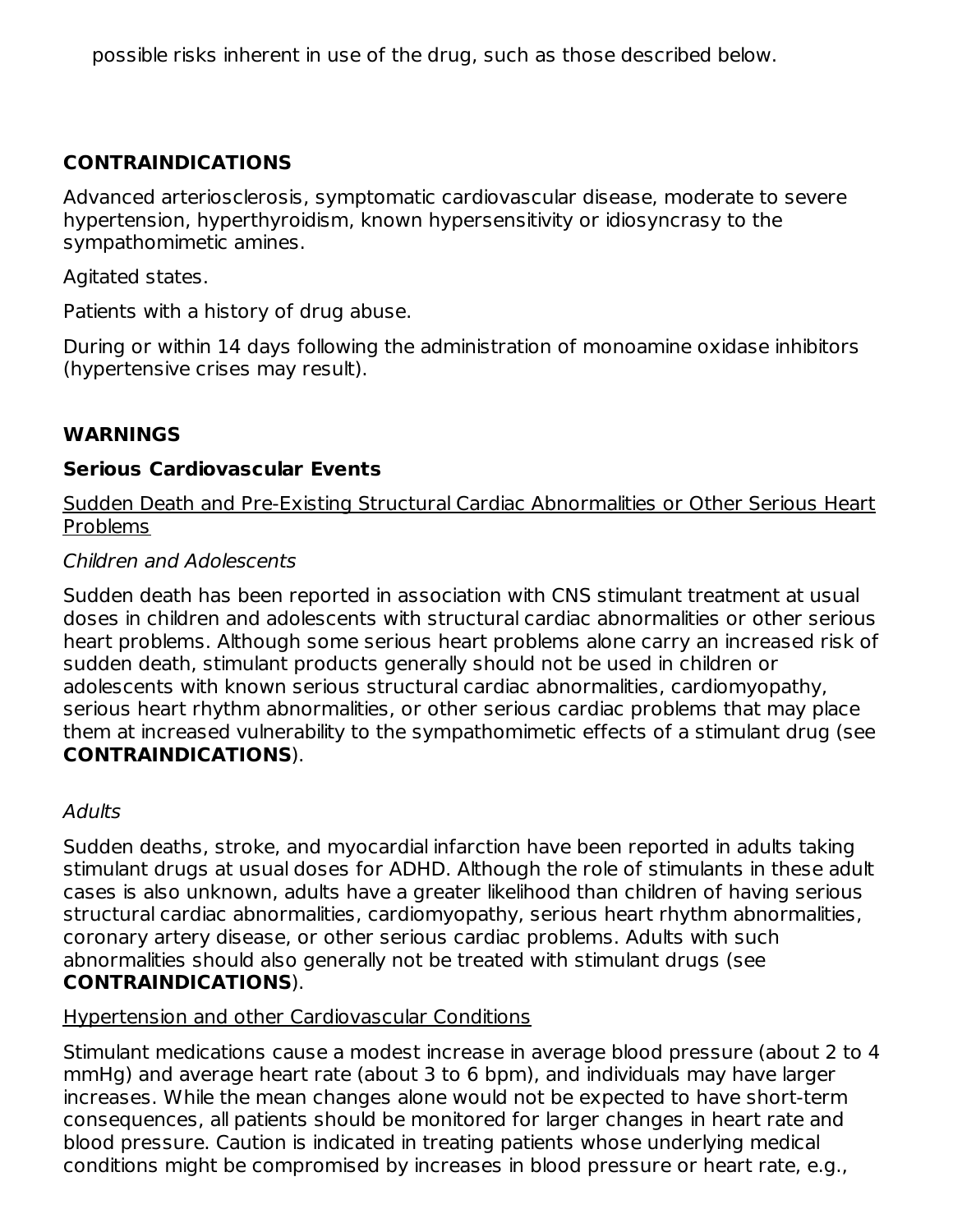possible risks inherent in use of the drug, such as those described below.

## CONTRAINDICATIONS

Advanced arteriosclerosis, symptomatic cardiovascular disease, moderate to severe hypertension, hyperthyroidism, known hypersensitivity or idiosyncrasy to the sympathomimetic amines.

Agitated states.

Patients with a history of drug abuse.

During or within 14 days following the administration of monoamine oxidase inhibitors (hypertensive crises may result).

## WARNINGS

### Serious Cardiovascular Events

<u>Sudden Death and Pre-Existing Structural Cardiac Abnormalities or Other Serious Heart Problems</u>

*Children and Adolescents*

Sudden death has been reported in association with CNS stimulant treatment at usual doses in children and adolescents with structural cardiac abnormalities or other serious heart problems. Although some serious heart problems alone carry an increased risk of sudden death, stimulant products generally should not be used in children or adolescents with known serious structural cardiac abnormalities, cardiomyopathy, serious heart rhythm abnormalities, or other serious cardiac problems that may place them at increased vulnerability to the sympathomimetic effects of a stimulant drug (see **CONTRAINDICATIONS**).

*Adults*

Sudden deaths, stroke, and myocardial infarction have been reported in adults taking stimulant drugs at usual doses for ADHD. Although the role of stimulants in these adult cases is also unknown, adults have a greater likelihood than children of having serious structural cardiac abnormalities, cardiomyopathy, serious heart rhythm abnormalities, coronary artery disease, or other serious cardiac problems. Adults with such abnormalities should also generally not be treated with stimulant drugs (see **CONTRAINDICATIONS**).

<u>Hypertension and other Cardiovascular Conditions</u>

Stimulant medications cause a modest increase in average blood pressure (about 2 to 4 mmHg) and average heart rate (about 3 to 6 bpm), and individuals may have larger increases. While the mean changes alone would not be expected to have short-term consequences, all patients should be monitored for larger changes in heart rate and blood pressure. Caution is indicated in treating patients whose underlying medical conditions might be compromised by increases in blood pressure or heart rate, e.g.,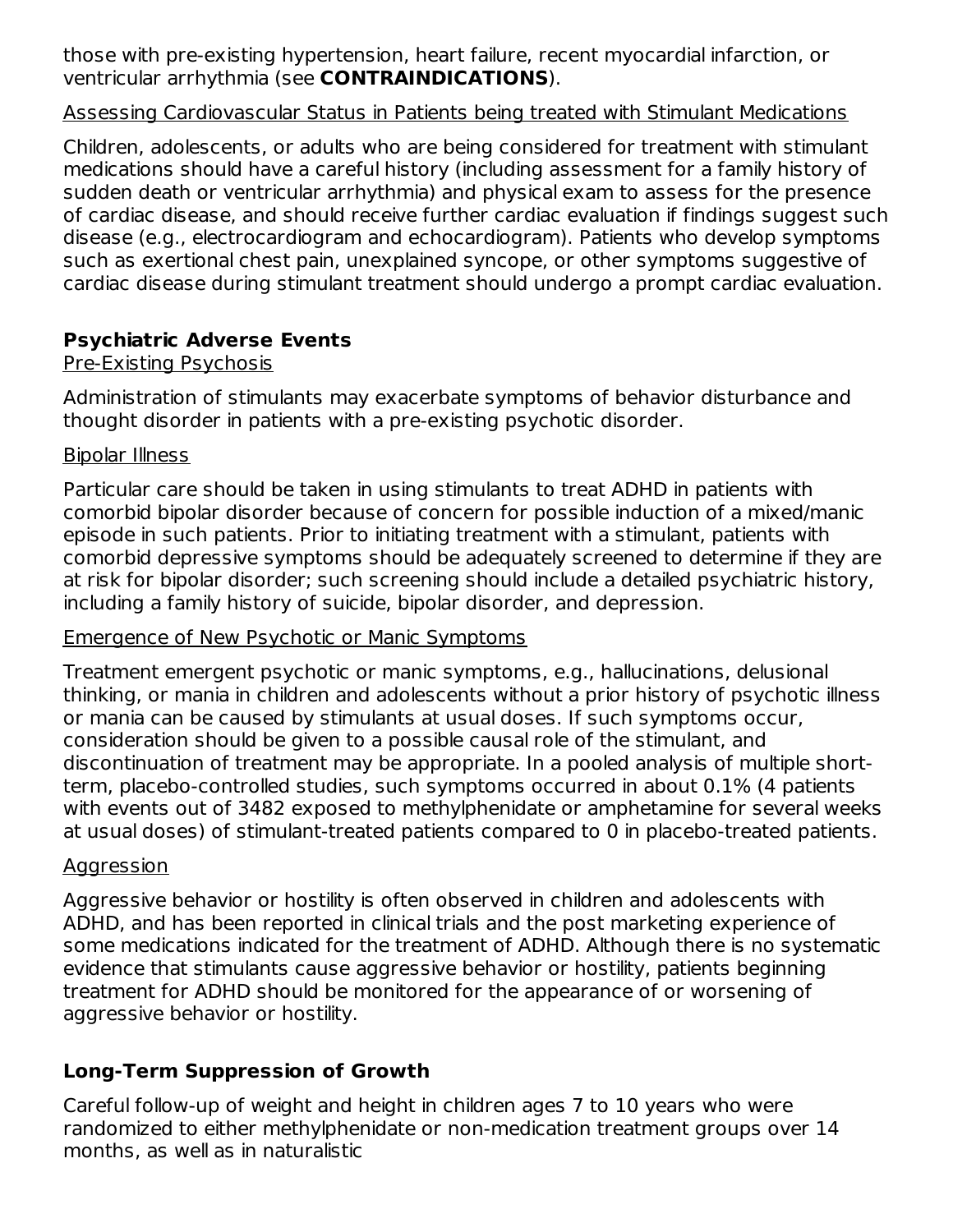those with pre-existing hypertension, heart failure, recent myocardial infarction, or ventricular arrhythmia (see **CONTRAINDICATIONS**).

Assessing Cardiovascular Status in Patients being treated with Stimulant Medications

Children, adolescents, or adults who are being considered for treatment with stimulant medications should have a careful history (including assessment for a family history of sudden death or ventricular arrhythmia) and physical exam to assess for the presence of cardiac disease, and should receive further cardiac evaluation if findings suggest such disease (e.g., electrocardiogram and echocardiogram). Patients who develop symptoms such as exertional chest pain, unexplained syncope, or other symptoms suggestive of cardiac disease during stimulant treatment should undergo a prompt cardiac evaluation.

**Psychiatric Adverse Events**

Pre-Existing Psychosis

Administration of stimulants may exacerbate symptoms of behavior disturbance and thought disorder in patients with a pre-existing psychotic disorder.

Bipolar Illness

Particular care should be taken in using stimulants to treat ADHD in patients with comorbid bipolar disorder because of concern for possible induction of a mixed/manic episode in such patients. Prior to initiating treatment with a stimulant, patients with comorbid depressive symptoms should be adequately screened to determine if they are at risk for bipolar disorder; such screening should include a detailed psychiatric history, including a family history of suicide, bipolar disorder, and depression.

Emergence of New Psychotic or Manic Symptoms

Treatment emergent psychotic or manic symptoms, e.g., hallucinations, delusional thinking, or mania in children and adolescents without a prior history of psychotic illness or mania can be caused by stimulants at usual doses. If such symptoms occur, consideration should be given to a possible causal role of the stimulant, and discontinuation of treatment may be appropriate. In a pooled analysis of multiple short-term, placebo-controlled studies, such symptoms occurred in about 0.1% (4 patients with events out of 3482 exposed to methylphenidate or amphetamine for several weeks at usual doses) of stimulant-treated patients compared to 0 in placebo-treated patients.

Aggression

Aggressive behavior or hostility is often observed in children and adolescents with ADHD, and has been reported in clinical trials and the post marketing experience of some medications indicated for the treatment of ADHD. Although there is no systematic evidence that stimulants cause aggressive behavior or hostility, patients beginning treatment for ADHD should be monitored for the appearance of or worsening of aggressive behavior or hostility.

**Long-Term Suppression of Growth**

Careful follow-up of weight and height in children ages 7 to 10 years who were randomized to either methylphenidate or non-medication treatment groups over 14 months, as well as in naturalistic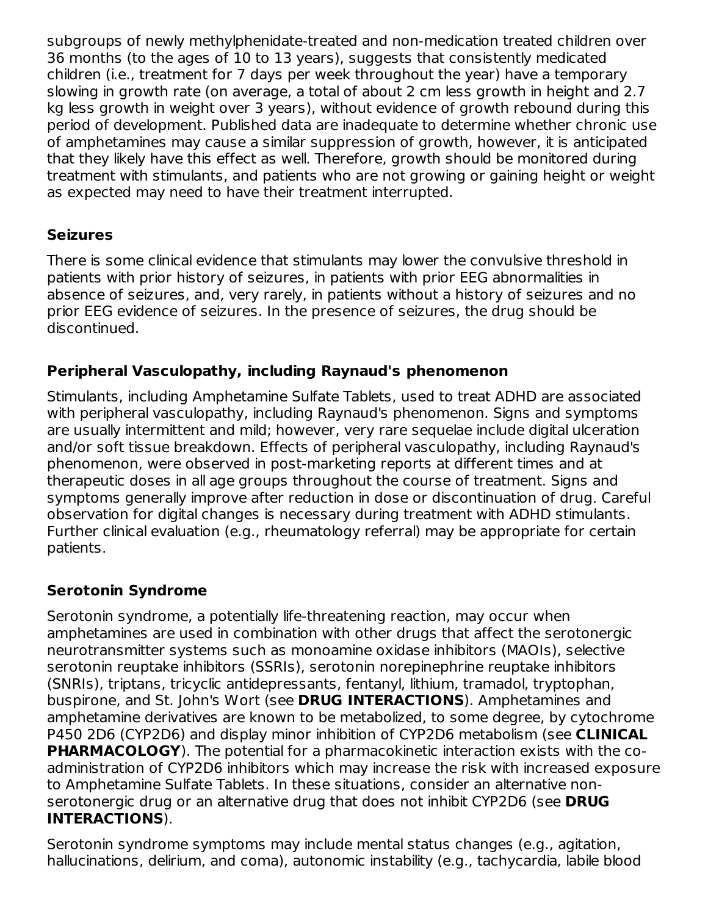subgroups of newly methylphenidate-treated and non-medication treated children over 36 months (to the ages of 10 to 13 years), suggests that consistently medicated children (i.e., treatment for 7 days per week throughout the year) have a temporary slowing in growth rate (on average, a total of about 2 cm less growth in height and 2.7 kg less growth in weight over 3 years), without evidence of growth rebound during this period of development. Published data are inadequate to determine whether chronic use of amphetamines may cause a similar suppression of growth, however, it is anticipated that they likely have this effect as well. Therefore, growth should be monitored during treatment with stimulants, and patients who are not growing or gaining height or weight as expected may need to have their treatment interrupted.

### Seizures

There is some clinical evidence that stimulants may lower the convulsive threshold in patients with prior history of seizures, in patients with prior EEG abnormalities in absence of seizures, and, very rarely, in patients without a history of seizures and no prior EEG evidence of seizures. In the presence of seizures, the drug should be discontinued.

### Peripheral Vasculopathy, including Raynaud's phenomenon

Stimulants, including Amphetamine Sulfate Tablets, used to treat ADHD are associated with peripheral vasculopathy, including Raynaud's phenomenon. Signs and symptoms are usually intermittent and mild; however, very rare sequelae include digital ulceration and/or soft tissue breakdown. Effects of peripheral vasculopathy, including Raynaud's phenomenon, were observed in post-marketing reports at different times and at therapeutic doses in all age groups throughout the course of treatment. Signs and symptoms generally improve after reduction in dose or discontinuation of drug. Careful observation for digital changes is necessary during treatment with ADHD stimulants. Further clinical evaluation (e.g., rheumatology referral) may be appropriate for certain patients.

### Serotonin Syndrome

Serotonin syndrome, a potentially life-threatening reaction, may occur when amphetamines are used in combination with other drugs that affect the serotonergic neurotransmitter systems such as monoamine oxidase inhibitors (MAOIs), selective serotonin reuptake inhibitors (SSRIs), serotonin norepinephrine reuptake inhibitors (SNRIs), triptans, tricyclic antidepressants, fentanyl, lithium, tramadol, tryptophan, buspirone, and St. John's Wort (see **DRUG INTERACTIONS**). Amphetamines and amphetamine derivatives are known to be metabolized, to some degree, by cytochrome P450 2D6 (CYP2D6) and display minor inhibition of CYP2D6 metabolism (see **CLINICAL PHARMACOLOGY**). The potential for a pharmacokinetic interaction exists with the co-administration of CYP2D6 inhibitors which may increase the risk with increased exposure to Amphetamine Sulfate Tablets. In these situations, consider an alternative non-serotonergic drug or an alternative drug that does not inhibit CYP2D6 (see **DRUG INTERACTIONS**).

Serotonin syndrome symptoms may include mental status changes (e.g., agitation, hallucinations, delirium, and coma), autonomic instability (e.g., tachycardia, labile blood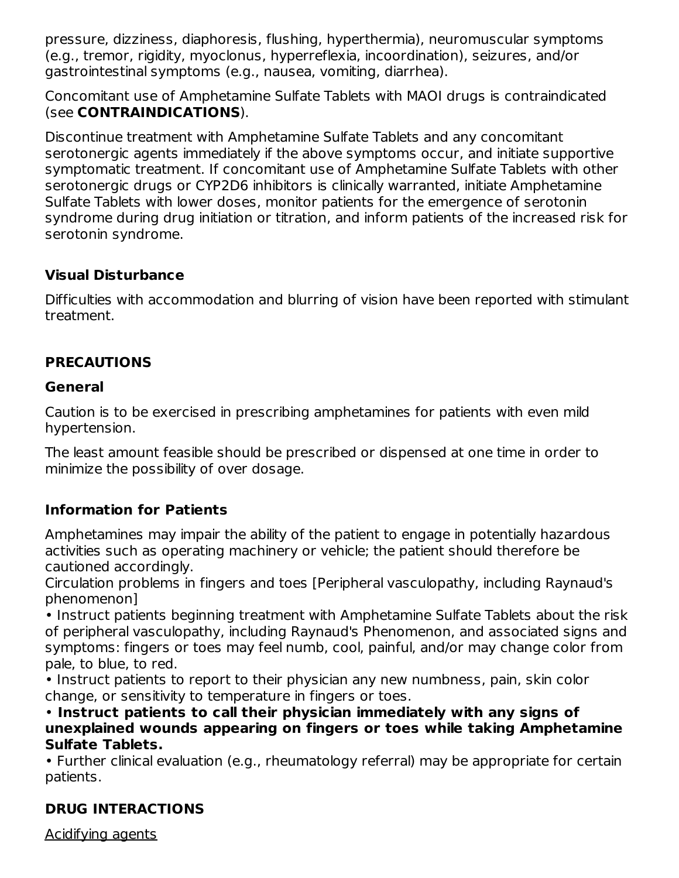pressure, dizziness, diaphoresis, flushing, hyperthermia), neuromuscular symptoms (e.g., tremor, rigidity, myoclonus, hyperreflexia, incoordination), seizures, and/or gastrointestinal symptoms (e.g., nausea, vomiting, diarrhea).

Concomitant use of Amphetamine Sulfate Tablets with MAOI drugs is contraindicated (see **CONTRAINDICATIONS**).

Discontinue treatment with Amphetamine Sulfate Tablets and any concomitant serotonergic agents immediately if the above symptoms occur, and initiate supportive symptomatic treatment. If concomitant use of Amphetamine Sulfate Tablets with other serotonergic drugs or CYP2D6 inhibitors is clinically warranted, initiate Amphetamine Sulfate Tablets with lower doses, monitor patients for the emergence of serotonin syndrome during drug initiation or titration, and inform patients of the increased risk for serotonin syndrome.

### Visual Disturbance

Difficulties with accommodation and blurring of vision have been reported with stimulant treatment.

## PRECAUTIONS

### General

Caution is to be exercised in prescribing amphetamines for patients with even mild hypertension.

The least amount feasible should be prescribed or dispensed at one time in order to minimize the possibility of over dosage.

### Information for Patients

Amphetamines may impair the ability of the patient to engage in potentially hazardous activities such as operating machinery or vehicle; the patient should therefore be cautioned accordingly.
Circulation problems in fingers and toes [Peripheral vasculopathy, including Raynaud's phenomenon]

- Instruct patients beginning treatment with Amphetamine Sulfate Tablets about the risk of peripheral vasculopathy, including Raynaud's Phenomenon, and associated signs and symptoms: fingers or toes may feel numb, cool, painful, and/or may change color from pale, to blue, to red.
- Instruct patients to report to their physician any new numbness, pain, skin color change, or sensitivity to temperature in fingers or toes.
- **Instruct patients to call their physician immediately with any signs of unexplained wounds appearing on fingers or toes while taking Amphetamine Sulfate Tablets.**
- Further clinical evaluation (e.g., rheumatology referral) may be appropriate for certain patients.

## DRUG INTERACTIONS

<u>Acidifying agents</u>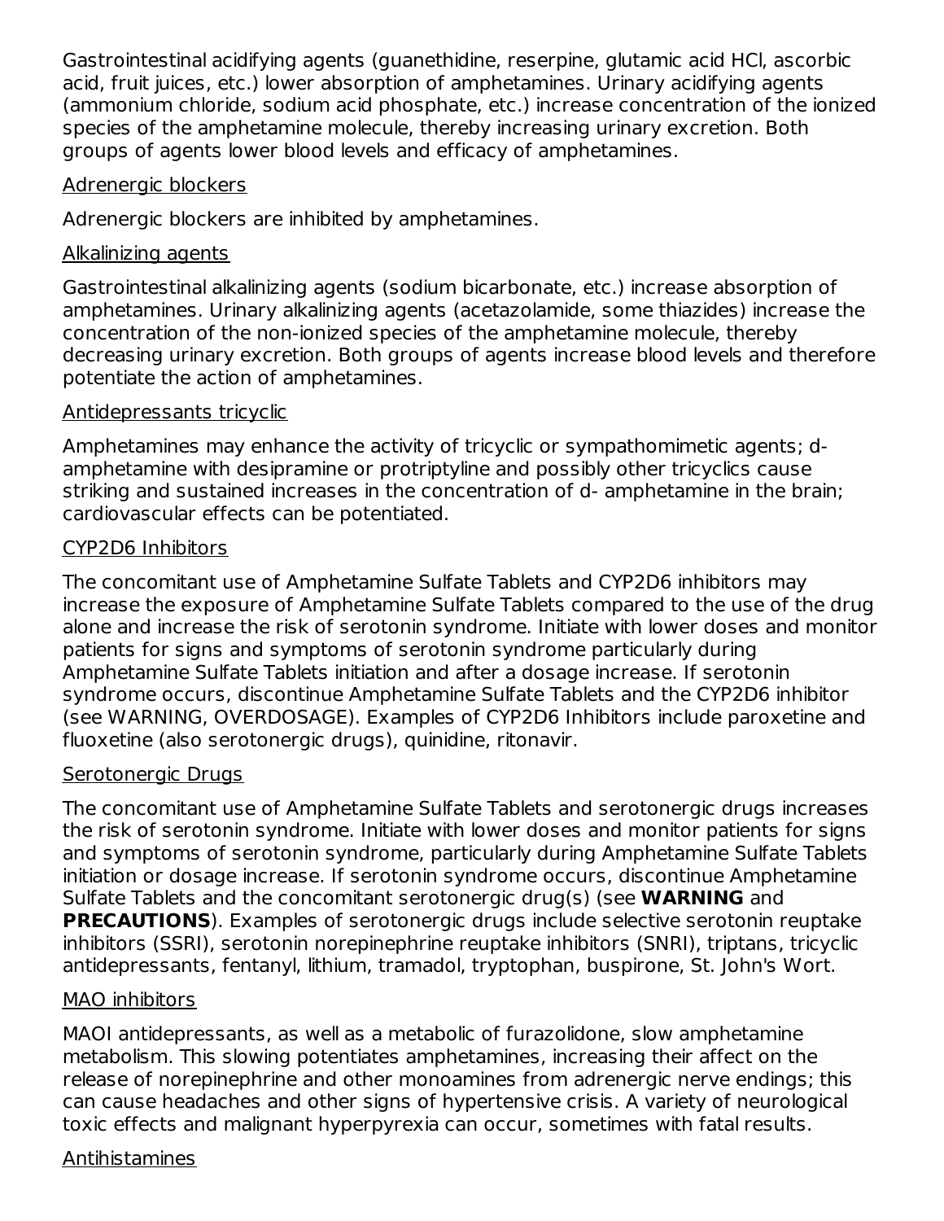Gastrointestinal acidifying agents (guanethidine, reserpine, glutamic acid HCl, ascorbic acid, fruit juices, etc.) lower absorption of amphetamines. Urinary acidifying agents (ammonium chloride, sodium acid phosphate, etc.) increase concentration of the ionized species of the amphetamine molecule, thereby increasing urinary excretion. Both groups of agents lower blood levels and efficacy of amphetamines.

<u>Adrenergic blockers</u>

Adrenergic blockers are inhibited by amphetamines.

<u>Alkalinizing agents</u>

Gastrointestinal alkalinizing agents (sodium bicarbonate, etc.) increase absorption of amphetamines. Urinary alkalinizing agents (acetazolamide, some thiazides) increase the concentration of the non-ionized species of the amphetamine molecule, thereby decreasing urinary excretion. Both groups of agents increase blood levels and therefore potentiate the action of amphetamines.

<u>Antidepressants tricyclic</u>

Amphetamines may enhance the activity of tricyclic or sympathomimetic agents; d-amphetamine with desipramine or protriptyline and possibly other tricyclics cause striking and sustained increases in the concentration of d- amphetamine in the brain; cardiovascular effects can be potentiated.

<u>CYP2D6 Inhibitors</u>

The concomitant use of Amphetamine Sulfate Tablets and CYP2D6 inhibitors may increase the exposure of Amphetamine Sulfate Tablets compared to the use of the drug alone and increase the risk of serotonin syndrome. Initiate with lower doses and monitor patients for signs and symptoms of serotonin syndrome particularly during Amphetamine Sulfate Tablets initiation and after a dosage increase. If serotonin syndrome occurs, discontinue Amphetamine Sulfate Tablets and the CYP2D6 inhibitor (see WARNING, OVERDOSAGE). Examples of CYP2D6 Inhibitors include paroxetine and fluoxetine (also serotonergic drugs), quinidine, ritonavir.

<u>Serotonergic Drugs</u>

The concomitant use of Amphetamine Sulfate Tablets and serotonergic drugs increases the risk of serotonin syndrome. Initiate with lower doses and monitor patients for signs and symptoms of serotonin syndrome, particularly during Amphetamine Sulfate Tablets initiation or dosage increase. If serotonin syndrome occurs, discontinue Amphetamine Sulfate Tablets and the concomitant serotonergic drug(s) (see **WARNING** and **PRECAUTIONS**). Examples of serotonergic drugs include selective serotonin reuptake inhibitors (SSRI), serotonin norepinephrine reuptake inhibitors (SNRI), triptans, tricyclic antidepressants, fentanyl, lithium, tramadol, tryptophan, buspirone, St. John's Wort.

<u>MAO inhibitors</u>

MAOI antidepressants, as well as a metabolic of furazolidone, slow amphetamine metabolism. This slowing potentiates amphetamines, increasing their affect on the release of norepinephrine and other monoamines from adrenergic nerve endings; this can cause headaches and other signs of hypertensive crisis. A variety of neurological toxic effects and malignant hyperpyrexia can occur, sometimes with fatal results.

<u>Antihistamines</u>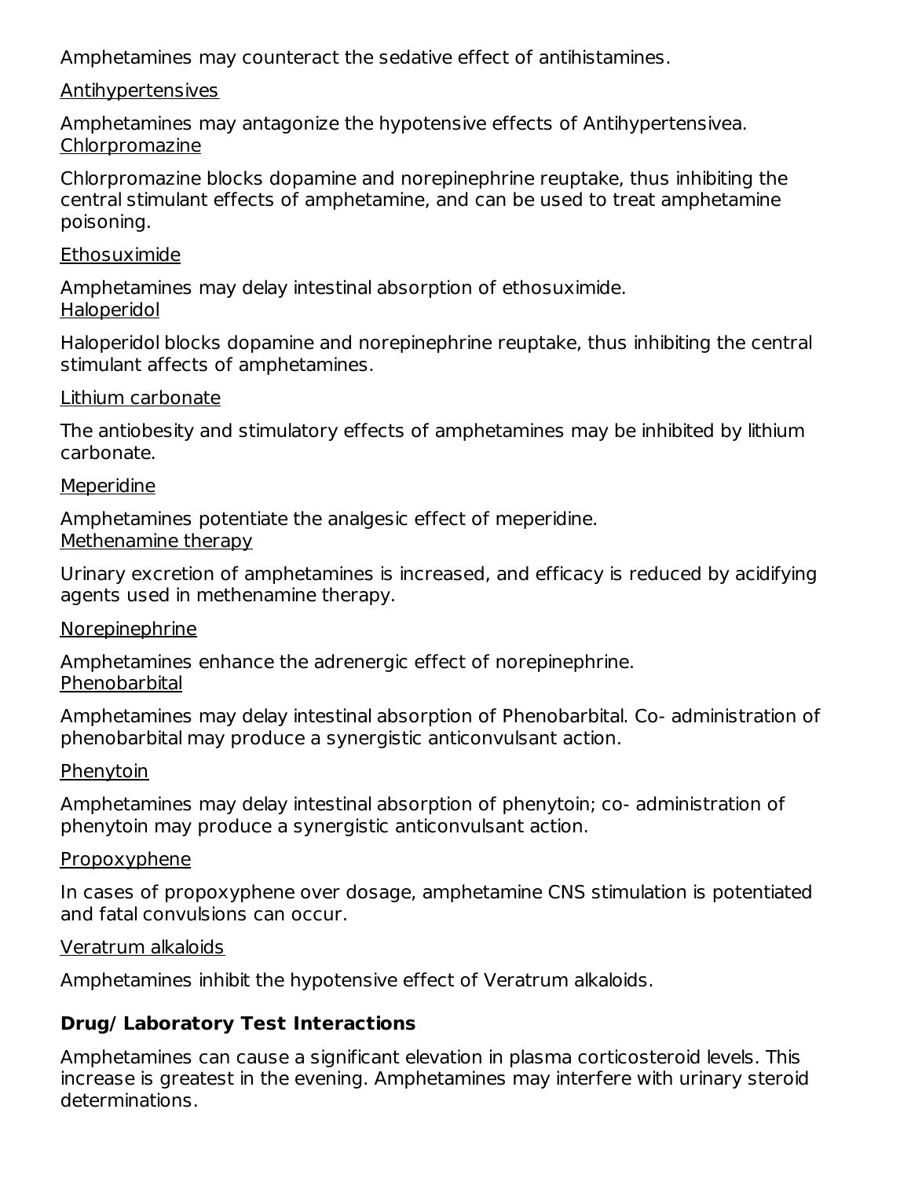Amphetamines may counteract the sedative effect of antihistamines.

Antihypertensives

Amphetamines may antagonize the hypotensive effects of Antihypertensivea.

Chlorpromazine

Chlorpromazine blocks dopamine and norepinephrine reuptake, thus inhibiting the central stimulant effects of amphetamine, and can be used to treat amphetamine poisoning.

Ethosuximide

Amphetamines may delay intestinal absorption of ethosuximide.

Haloperidol

Haloperidol blocks dopamine and norepinephrine reuptake, thus inhibiting the central stimulant affects of amphetamines.

Lithium carbonate

The antiobesity and stimulatory effects of amphetamines may be inhibited by lithium carbonate.

Meperidine

Amphetamines potentiate the analgesic effect of meperidine.

Methenamine therapy

Urinary excretion of amphetamines is increased, and efficacy is reduced by acidifying agents used in methenamine therapy.

Norepinephrine

Amphetamines enhance the adrenergic effect of norepinephrine.

Phenobarbital

Amphetamines may delay intestinal absorption of Phenobarbital. Co- administration of phenobarbital may produce a synergistic anticonvulsant action.

Phenytoin

Amphetamines may delay intestinal absorption of phenytoin; co- administration of phenytoin may produce a synergistic anticonvulsant action.

Propoxyphene

In cases of propoxyphene over dosage, amphetamine CNS stimulation is potentiated and fatal convulsions can occur.

Veratrum alkaloids

Amphetamines inhibit the hypotensive effect of Veratrum alkaloids.

**Drug/ Laboratory Test Interactions**

Amphetamines can cause a significant elevation in plasma corticosteroid levels. This increase is greatest in the evening. Amphetamines may interfere with urinary steroid determinations.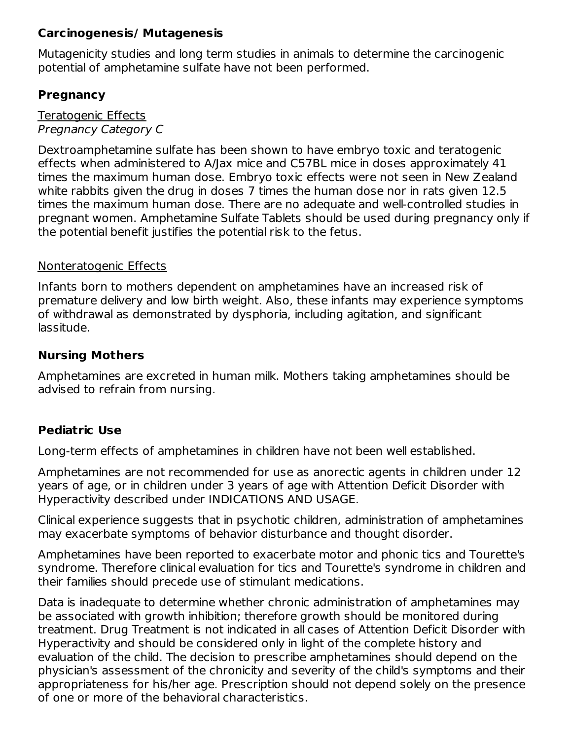### Carcinogenesis/ Mutagenesis

Mutagenicity studies and long term studies in animals to determine the carcinogenic potential of amphetamine sulfate have not been performed.

### Pregnancy

Teratogenic Effects
*Pregnancy Category C*

Dextroamphetamine sulfate has been shown to have embryo toxic and teratogenic effects when administered to A/Jax mice and C57BL mice in doses approximately 41 times the maximum human dose. Embryo toxic effects were not seen in New Zealand white rabbits given the drug in doses 7 times the human dose nor in rats given 12.5 times the maximum human dose. There are no adequate and well-controlled studies in pregnant women. Amphetamine Sulfate Tablets should be used during pregnancy only if the potential benefit justifies the potential risk to the fetus.

Nonteratogenic Effects

Infants born to mothers dependent on amphetamines have an increased risk of premature delivery and low birth weight. Also, these infants may experience symptoms of withdrawal as demonstrated by dysphoria, including agitation, and significant lassitude.

### Nursing Mothers

Amphetamines are excreted in human milk. Mothers taking amphetamines should be advised to refrain from nursing.

### Pediatric Use

Long-term effects of amphetamines in children have not been well established.

Amphetamines are not recommended for use as anorectic agents in children under 12 years of age, or in children under 3 years of age with Attention Deficit Disorder with Hyperactivity described under INDICATIONS AND USAGE.

Clinical experience suggests that in psychotic children, administration of amphetamines may exacerbate symptoms of behavior disturbance and thought disorder.

Amphetamines have been reported to exacerbate motor and phonic tics and Tourette's syndrome. Therefore clinical evaluation for tics and Tourette's syndrome in children and their families should precede use of stimulant medications.

Data is inadequate to determine whether chronic administration of amphetamines may be associated with growth inhibition; therefore growth should be monitored during treatment. Drug Treatment is not indicated in all cases of Attention Deficit Disorder with Hyperactivity and should be considered only in light of the complete history and evaluation of the child. The decision to prescribe amphetamines should depend on the physician's assessment of the chronicity and severity of the child's symptoms and their appropriateness for his/her age. Prescription should not depend solely on the presence of one or more of the behavioral characteristics.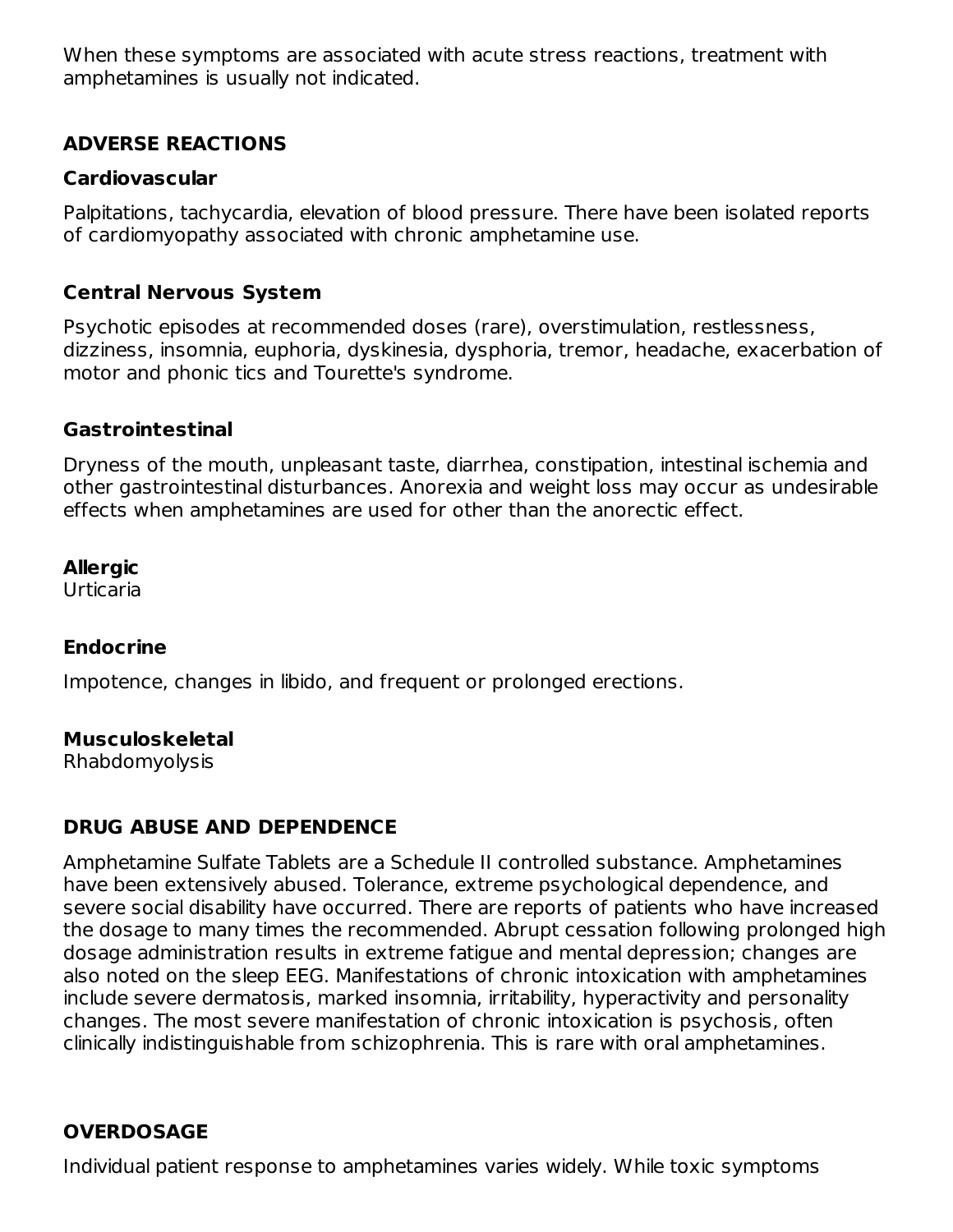When these symptoms are associated with acute stress reactions, treatment with amphetamines is usually not indicated.

## ADVERSE REACTIONS

### Cardiovascular

Palpitations, tachycardia, elevation of blood pressure. There have been isolated reports of cardiomyopathy associated with chronic amphetamine use.

### Central Nervous System

Psychotic episodes at recommended doses (rare), overstimulation, restlessness, dizziness, insomnia, euphoria, dyskinesia, dysphoria, tremor, headache, exacerbation of motor and phonic tics and Tourette's syndrome.

### Gastrointestinal

Dryness of the mouth, unpleasant taste, diarrhea, constipation, intestinal ischemia and other gastrointestinal disturbances. Anorexia and weight loss may occur as undesirable effects when amphetamines are used for other than the anorectic effect.

### Allergic

Urticaria

### Endocrine

Impotence, changes in libido, and frequent or prolonged erections.

### Musculoskeletal

Rhabdomyolysis

## DRUG ABUSE AND DEPENDENCE

Amphetamine Sulfate Tablets are a Schedule II controlled substance. Amphetamines have been extensively abused. Tolerance, extreme psychological dependence, and severe social disability have occurred. There are reports of patients who have increased the dosage to many times the recommended. Abrupt cessation following prolonged high dosage administration results in extreme fatigue and mental depression; changes are also noted on the sleep EEG. Manifestations of chronic intoxication with amphetamines include severe dermatosis, marked insomnia, irritability, hyperactivity and personality changes. The most severe manifestation of chronic intoxication is psychosis, often clinically indistinguishable from schizophrenia. This is rare with oral amphetamines.

## OVERDOSAGE

Individual patient response to amphetamines varies widely. While toxic symptoms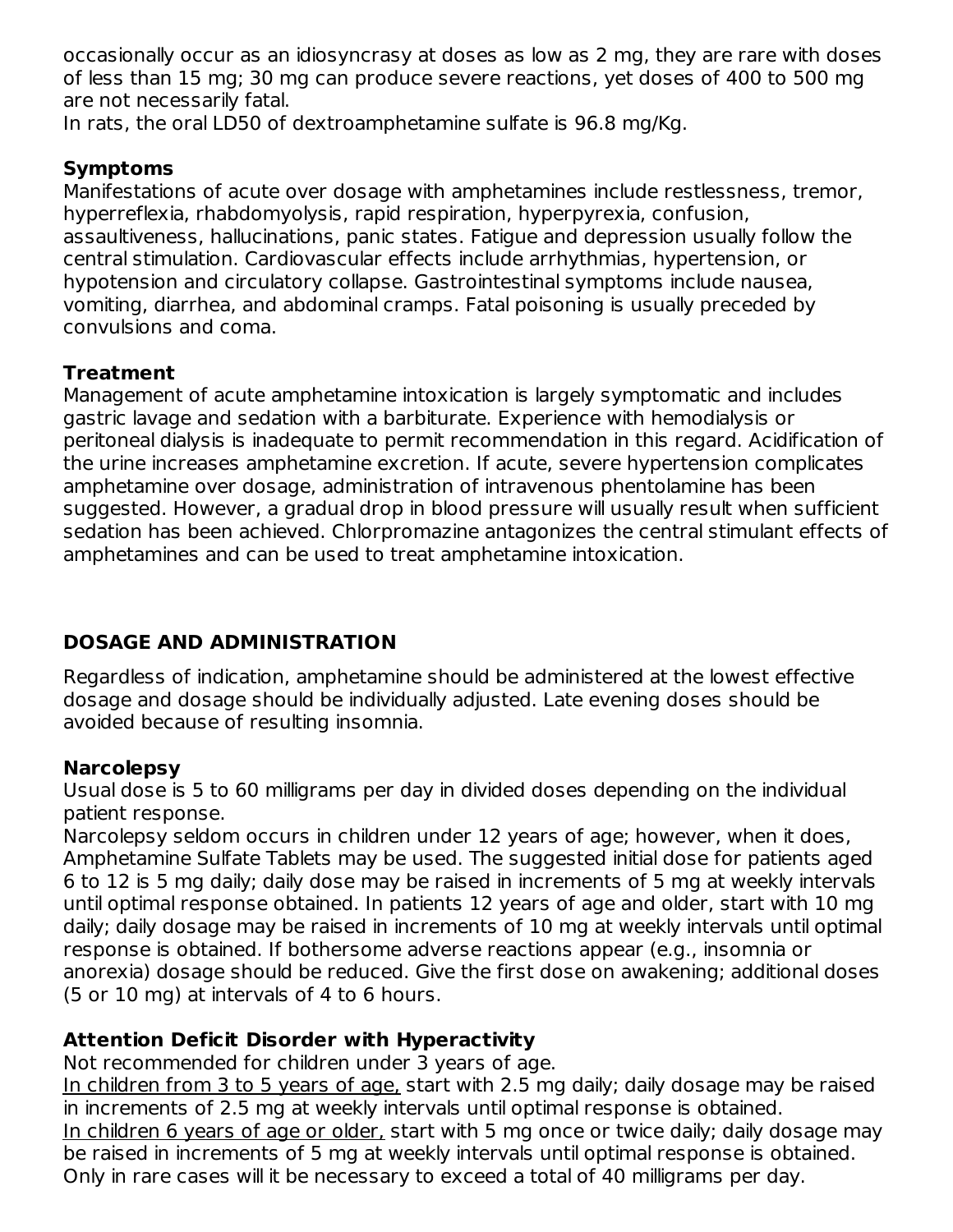occasionally occur as an idiosyncrasy at doses as low as 2 mg, they are rare with doses of less than 15 mg; 30 mg can produce severe reactions, yet doses of 400 to 500 mg are not necessarily fatal.
In rats, the oral LD50 of dextroamphetamine sulfate is 96.8 mg/Kg.

### Symptoms

Manifestations of acute over dosage with amphetamines include restlessness, tremor, hyperreflexia, rhabdomyolysis, rapid respiration, hyperpyrexia, confusion, assaultiveness, hallucinations, panic states. Fatigue and depression usually follow the central stimulation. Cardiovascular effects include arrhythmias, hypertension, or hypotension and circulatory collapse. Gastrointestinal symptoms include nausea, vomiting, diarrhea, and abdominal cramps. Fatal poisoning is usually preceded by convulsions and coma.

### Treatment

Management of acute amphetamine intoxication is largely symptomatic and includes gastric lavage and sedation with a barbiturate. Experience with hemodialysis or peritoneal dialysis is inadequate to permit recommendation in this regard. Acidification of the urine increases amphetamine excretion. If acute, severe hypertension complicates amphetamine over dosage, administration of intravenous phentolamine has been suggested. However, a gradual drop in blood pressure will usually result when sufficient sedation has been achieved. Chlorpromazine antagonizes the central stimulant effects of amphetamines and can be used to treat amphetamine intoxication.

## DOSAGE AND ADMINISTRATION

Regardless of indication, amphetamine should be administered at the lowest effective dosage and dosage should be individually adjusted. Late evening doses should be avoided because of resulting insomnia.

### Narcolepsy

Usual dose is 5 to 60 milligrams per day in divided doses depending on the individual patient response.
Narcolepsy seldom occurs in children under 12 years of age; however, when it does, Amphetamine Sulfate Tablets may be used. The suggested initial dose for patients aged 6 to 12 is 5 mg daily; daily dose may be raised in increments of 5 mg at weekly intervals until optimal response obtained. In patients 12 years of age and older, start with 10 mg daily; daily dosage may be raised in increments of 10 mg at weekly intervals until optimal response is obtained. If bothersome adverse reactions appear (e.g., insomnia or anorexia) dosage should be reduced. Give the first dose on awakening; additional doses (5 or 10 mg) at intervals of 4 to 6 hours.

### Attention Deficit Disorder with Hyperactivity

Not recommended for children under 3 years of age.
In children from 3 to 5 years of age, start with 2.5 mg daily; daily dosage may be raised in increments of 2.5 mg at weekly intervals until optimal response is obtained.
In children 6 years of age or older, start with 5 mg once or twice daily; daily dosage may be raised in increments of 5 mg at weekly intervals until optimal response is obtained. Only in rare cases will it be necessary to exceed a total of 40 milligrams per day.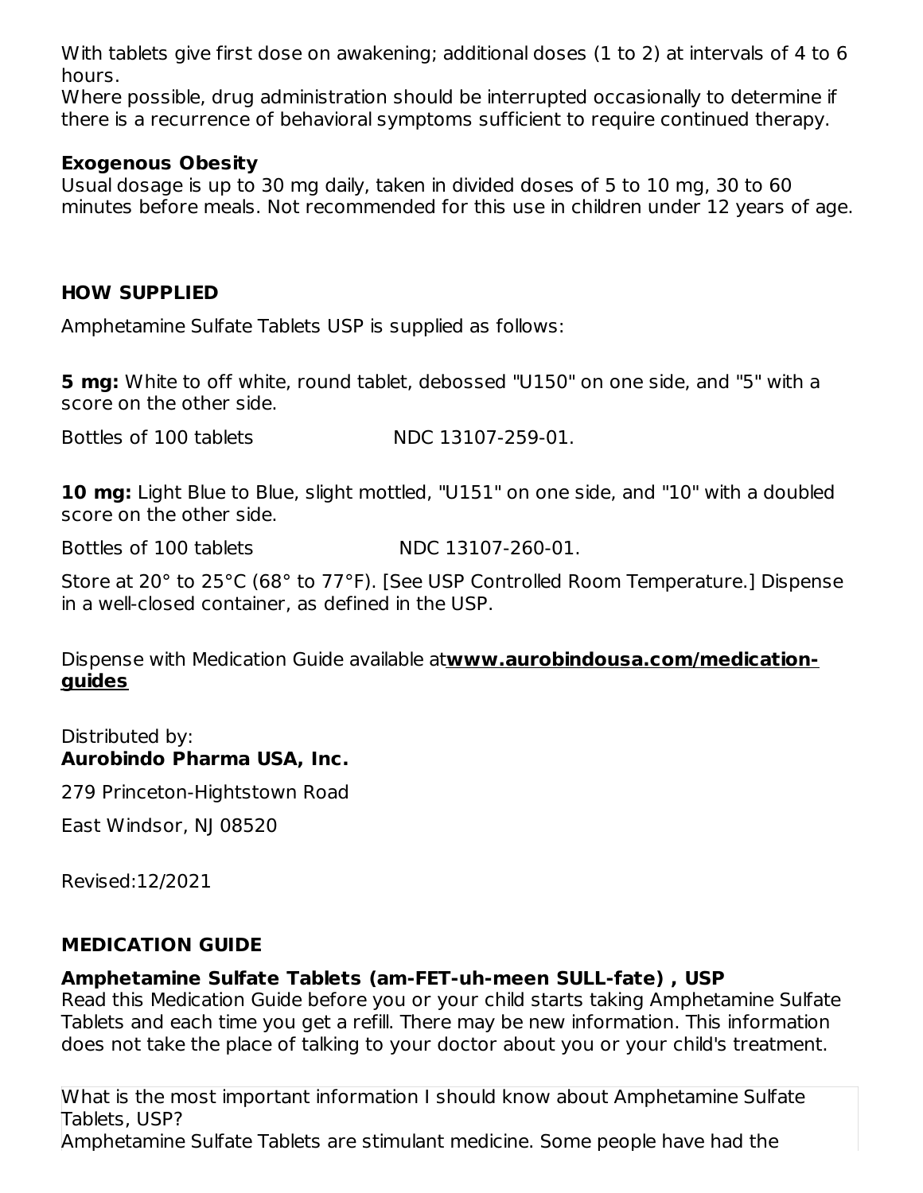With tablets give first dose on awakening; additional doses (1 to 2) at intervals of 4 to 6 hours.
Where possible, drug administration should be interrupted occasionally to determine if there is a recurrence of behavioral symptoms sufficient to require continued therapy.

**Exogenous Obesity**
Usual dosage is up to 30 mg daily, taken in divided doses of 5 to 10 mg, 30 to 60 minutes before meals. Not recommended for this use in children under 12 years of age.

## HOW SUPPLIED

Amphetamine Sulfate Tablets USP is supplied as follows:

**5 mg:** White to off white, round tablet, debossed "U150" on one side, and "5" with a score on the other side.

Bottles of 100 tablets NDC 13107-259-01.

**10 mg:** Light Blue to Blue, slight mottled, "U151" on one side, and "10" with a doubled score on the other side.

Bottles of 100 tablets NDC 13107-260-01.

Store at 20° to 25°C (68° to 77°F). [See USP Controlled Room Temperature.] Dispense in a well-closed container, as defined in the USP.

Dispense with Medication Guide available at**www.aurobindousa.com/medication-guides**

Distributed by:
**Aurobindo Pharma USA, Inc.**

279 Princeton-Hightstown Road

East Windsor, NJ 08520

Revised:12/2021

## MEDICATION GUIDE

**Amphetamine Sulfate Tablets (am-FET-uh-meen SULL-fate) , USP**
Read this Medication Guide before you or your child starts taking Amphetamine Sulfate Tablets and each time you get a refill. There may be new information. This information does not take the place of talking to your doctor about you or your child's treatment.

What is the most important information I should know about Amphetamine Sulfate Tablets, USP?
Amphetamine Sulfate Tablets are stimulant medicine. Some people have had the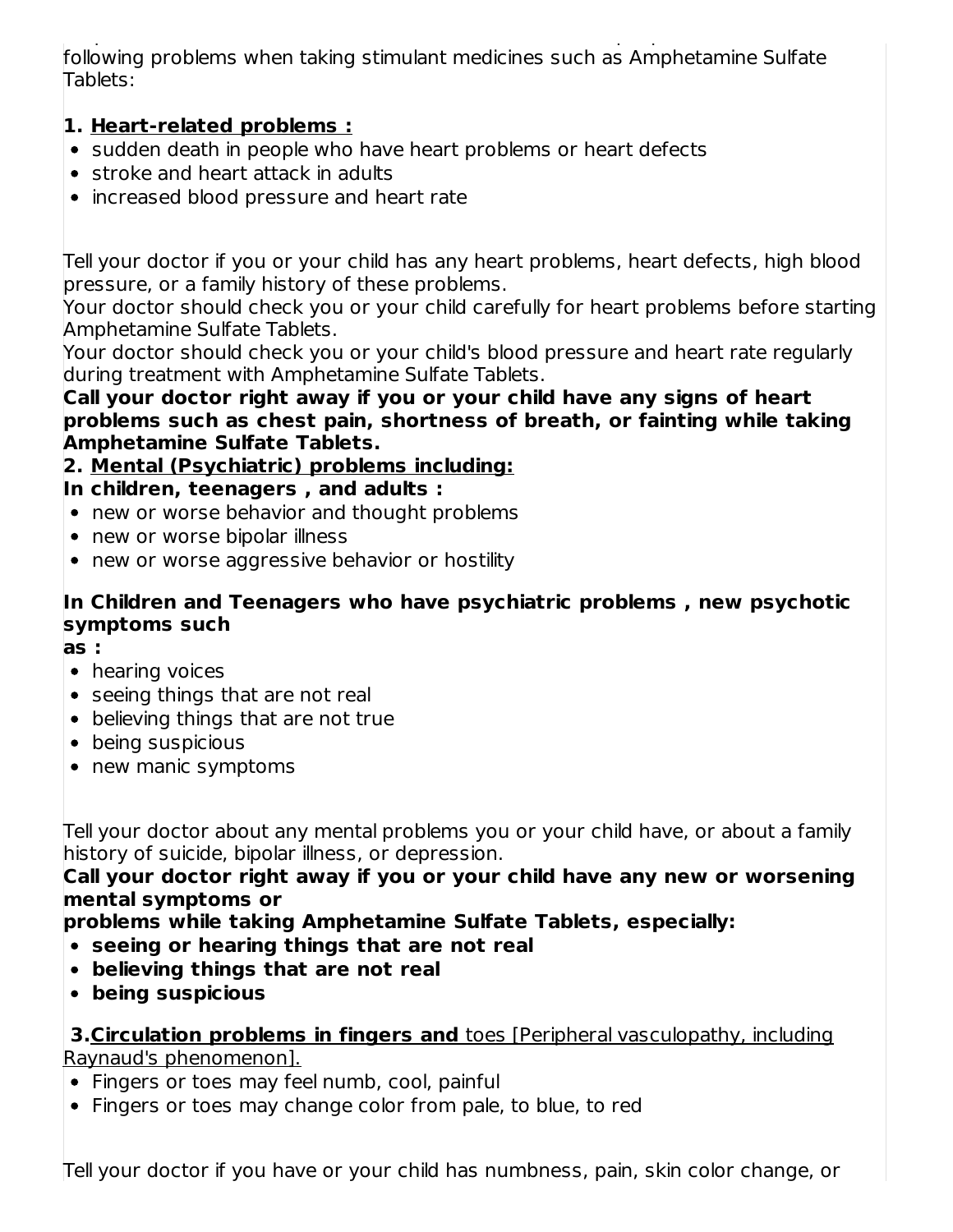following problems when taking stimulant medicines such as Amphetamine Sulfate Tablets:

**1. Heart-related problems :**

- sudden death in people who have heart problems or heart defects
- stroke and heart attack in adults
- increased blood pressure and heart rate

Tell your doctor if you or your child has any heart problems, heart defects, high blood pressure, or a family history of these problems.
Your doctor should check you or your child carefully for heart problems before starting Amphetamine Sulfate Tablets.
Your doctor should check you or your child's blood pressure and heart rate regularly during treatment with Amphetamine Sulfate Tablets.
**Call your doctor right away if you or your child have any signs of heart problems such as chest pain, shortness of breath, or fainting while taking Amphetamine Sulfate Tablets.**

**2. Mental (Psychiatric) problems including:**
**In children, teenagers , and adults :**

- new or worse behavior and thought problems
- new or worse bipolar illness
- new or worse aggressive behavior or hostility

**In Children and Teenagers who have psychiatric problems , new psychotic symptoms such as :**

- hearing voices
- seeing things that are not real
- believing things that are not true
- being suspicious
- new manic symptoms

Tell your doctor about any mental problems you or your child have, or about a family history of suicide, bipolar illness, or depression.
**Call your doctor right away if you or your child have any new or worsening mental symptoms or problems while taking Amphetamine Sulfate Tablets, especially:**

- **seeing or hearing things that are not real**
- **believing things that are not real**
- **being suspicious**

**3. Circulation problems in fingers and** toes [Peripheral vasculopathy, including Raynaud's phenomenon].

- Fingers or toes may feel numb, cool, painful
- Fingers or toes may change color from pale, to blue, to red

Tell your doctor if you have or your child has numbness, pain, skin color change, or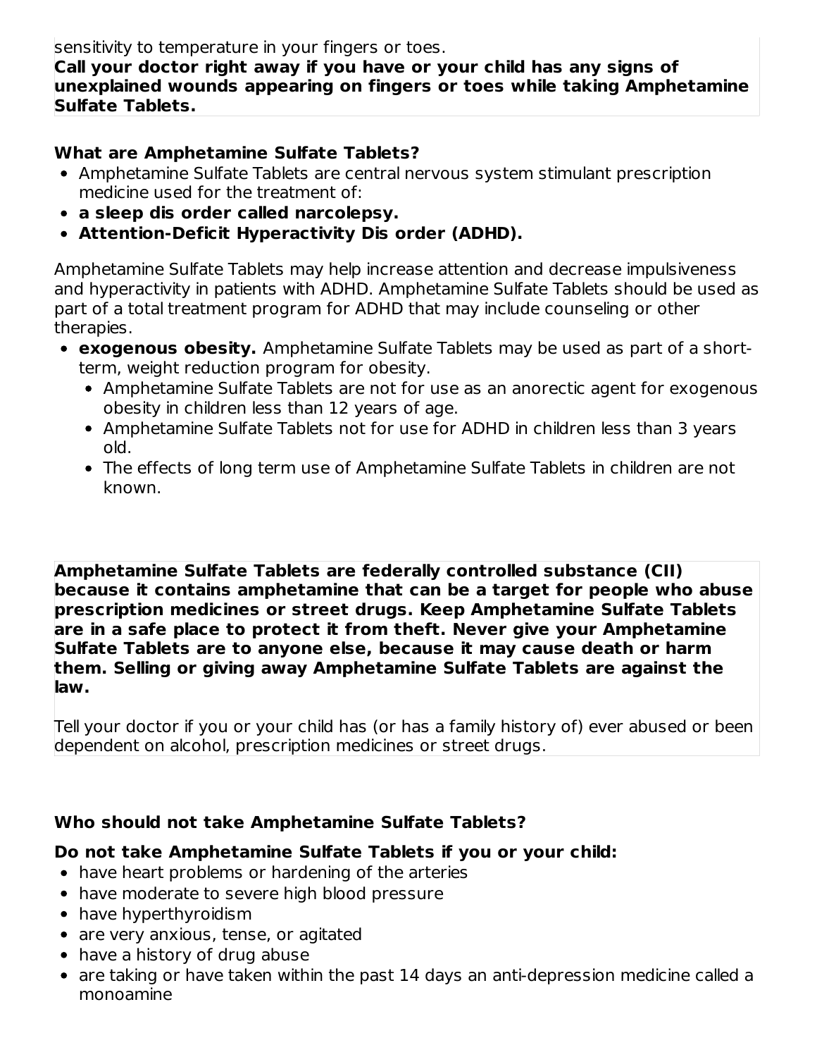sensitivity to temperature in your fingers or toes.

**Call your doctor right away if you have or your child has any signs of unexplained wounds appearing on fingers or toes while taking Amphetamine Sulfate Tablets.**

**What are Amphetamine Sulfate Tablets?**

- Amphetamine Sulfate Tablets are central nervous system stimulant prescription medicine used for the treatment of:
- **a sleep dis order called narcolepsy.**
- **Attention-Deficit Hyperactivity Dis order (ADHD).**

Amphetamine Sulfate Tablets may help increase attention and decrease impulsiveness and hyperactivity in patients with ADHD. Amphetamine Sulfate Tablets should be used as part of a total treatment program for ADHD that may include counseling or other therapies.

- **exogenous obesity.** Amphetamine Sulfate Tablets may be used as part of a short-term, weight reduction program for obesity.
  - Amphetamine Sulfate Tablets are not for use as an anorectic agent for exogenous obesity in children less than 12 years of age.
  - Amphetamine Sulfate Tablets not for use for ADHD in children less than 3 years old.
  - The effects of long term use of Amphetamine Sulfate Tablets in children are not known.

**Amphetamine Sulfate Tablets are federally controlled substance (CII) because it contains amphetamine that can be a target for people who abuse prescription medicines or street drugs. Keep Amphetamine Sulfate Tablets are in a safe place to protect it from theft. Never give your Amphetamine Sulfate Tablets are to anyone else, because it may cause death or harm them. Selling or giving away Amphetamine Sulfate Tablets are against the law.**

Tell your doctor if you or your child has (or has a family history of) ever abused or been dependent on alcohol, prescription medicines or street drugs.

**Who should not take Amphetamine Sulfate Tablets?**

**Do not take Amphetamine Sulfate Tablets if you or your child:**

- have heart problems or hardening of the arteries
- have moderate to severe high blood pressure
- have hyperthyroidism
- are very anxious, tense, or agitated
- have a history of drug abuse
- are taking or have taken within the past 14 days an anti-depression medicine called a monoamine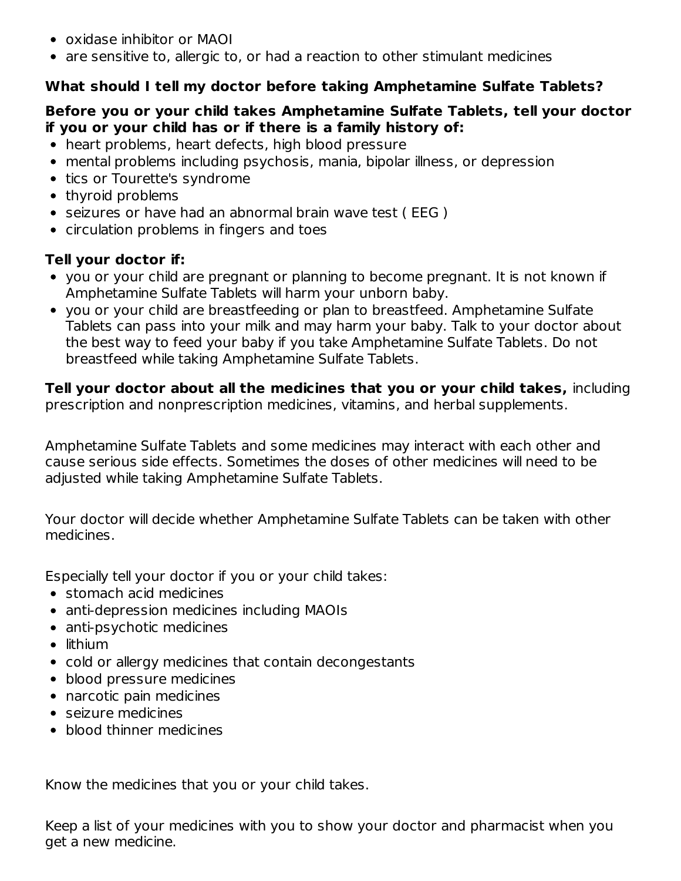- oxidase inhibitor or MAOI
- are sensitive to, allergic to, or had a reaction to other stimulant medicines

**What should I tell my doctor before taking Amphetamine Sulfate Tablets?**

**Before you or your child takes Amphetamine Sulfate Tablets, tell your doctor if you or your child has or if there is a family history of:**

- heart problems, heart defects, high blood pressure
- mental problems including psychosis, mania, bipolar illness, or depression
- tics or Tourette's syndrome
- thyroid problems
- seizures or have had an abnormal brain wave test ( EEG )
- circulation problems in fingers and toes

**Tell your doctor if:**

- you or your child are pregnant or planning to become pregnant. It is not known if Amphetamine Sulfate Tablets will harm your unborn baby.
- you or your child are breastfeeding or plan to breastfeed. Amphetamine Sulfate Tablets can pass into your milk and may harm your baby. Talk to your doctor about the best way to feed your baby if you take Amphetamine Sulfate Tablets. Do not breastfeed while taking Amphetamine Sulfate Tablets.

**Tell your doctor about all the medicines that you or your child takes,** including prescription and nonprescription medicines, vitamins, and herbal supplements.

Amphetamine Sulfate Tablets and some medicines may interact with each other and cause serious side effects. Sometimes the doses of other medicines will need to be adjusted while taking Amphetamine Sulfate Tablets.

Your doctor will decide whether Amphetamine Sulfate Tablets can be taken with other medicines.

Especially tell your doctor if you or your child takes:

- stomach acid medicines
- anti-depression medicines including MAOIs
- anti-psychotic medicines
- lithium
- cold or allergy medicines that contain decongestants
- blood pressure medicines
- narcotic pain medicines
- seizure medicines
- blood thinner medicines

Know the medicines that you or your child takes.

Keep a list of your medicines with you to show your doctor and pharmacist when you get a new medicine.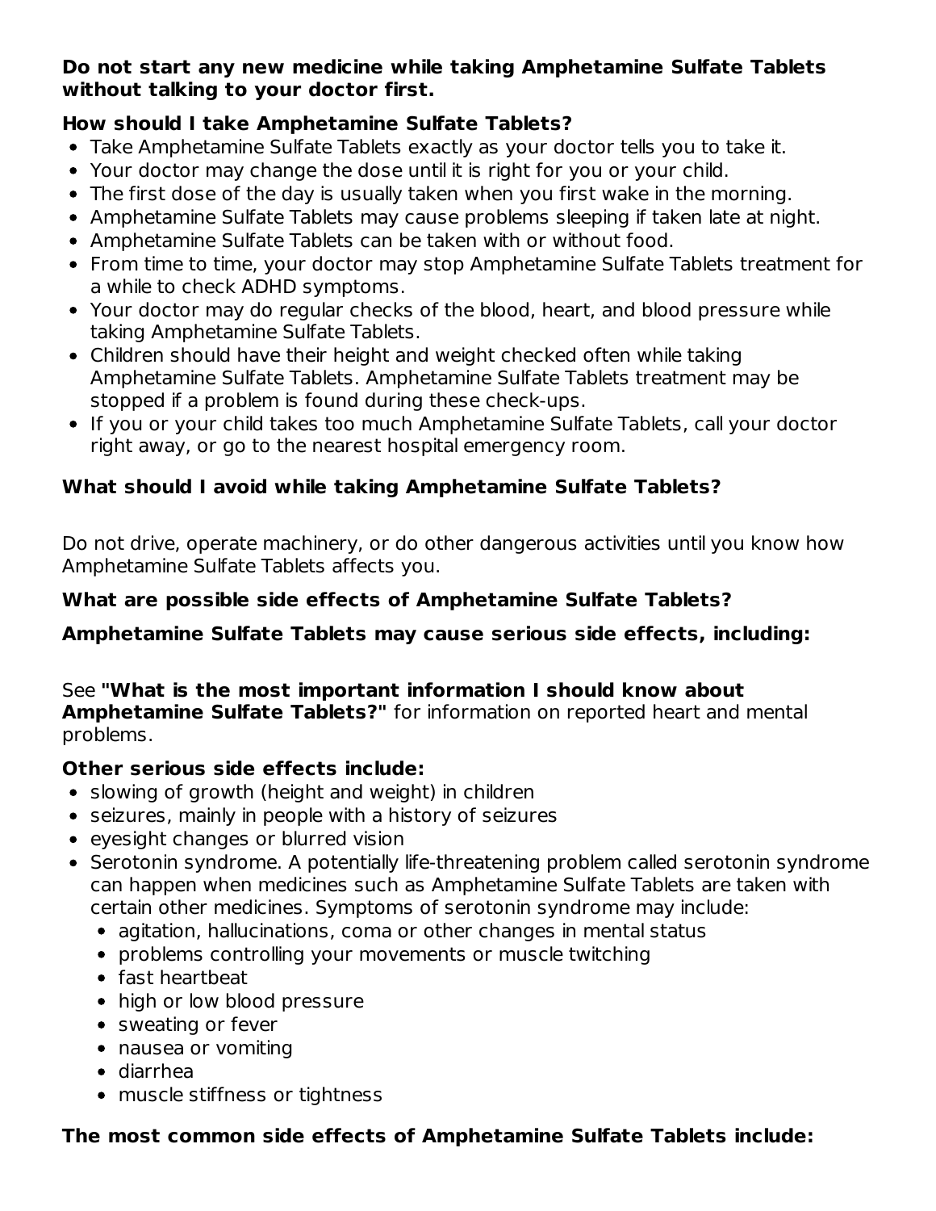**Do not start any new medicine while taking Amphetamine Sulfate Tablets without talking to your doctor first.**

**How should I take Amphetamine Sulfate Tablets?**

- Take Amphetamine Sulfate Tablets exactly as your doctor tells you to take it.
- Your doctor may change the dose until it is right for you or your child.
- The first dose of the day is usually taken when you first wake in the morning.
- Amphetamine Sulfate Tablets may cause problems sleeping if taken late at night.
- Amphetamine Sulfate Tablets can be taken with or without food.
- From time to time, your doctor may stop Amphetamine Sulfate Tablets treatment for a while to check ADHD symptoms.
- Your doctor may do regular checks of the blood, heart, and blood pressure while taking Amphetamine Sulfate Tablets.
- Children should have their height and weight checked often while taking Amphetamine Sulfate Tablets. Amphetamine Sulfate Tablets treatment may be stopped if a problem is found during these check-ups.
- If you or your child takes too much Amphetamine Sulfate Tablets, call your doctor right away, or go to the nearest hospital emergency room.

**What should I avoid while taking Amphetamine Sulfate Tablets?**

Do not drive, operate machinery, or do other dangerous activities until you know how Amphetamine Sulfate Tablets affects you.

**What are possible side effects of Amphetamine Sulfate Tablets?**

**Amphetamine Sulfate Tablets may cause serious side effects, including:**

See **"What is the most important information I should know about Amphetamine Sulfate Tablets?"** for information on reported heart and mental problems.

**Other serious side effects include:**

- slowing of growth (height and weight) in children
- seizures, mainly in people with a history of seizures
- eyesight changes or blurred vision
- Serotonin syndrome. A potentially life-threatening problem called serotonin syndrome can happen when medicines such as Amphetamine Sulfate Tablets are taken with certain other medicines. Symptoms of serotonin syndrome may include:
  - agitation, hallucinations, coma or other changes in mental status
  - problems controlling your movements or muscle twitching
  - fast heartbeat
  - high or low blood pressure
  - sweating or fever
  - nausea or vomiting
  - diarrhea
  - muscle stiffness or tightness

**The most common side effects of Amphetamine Sulfate Tablets include:**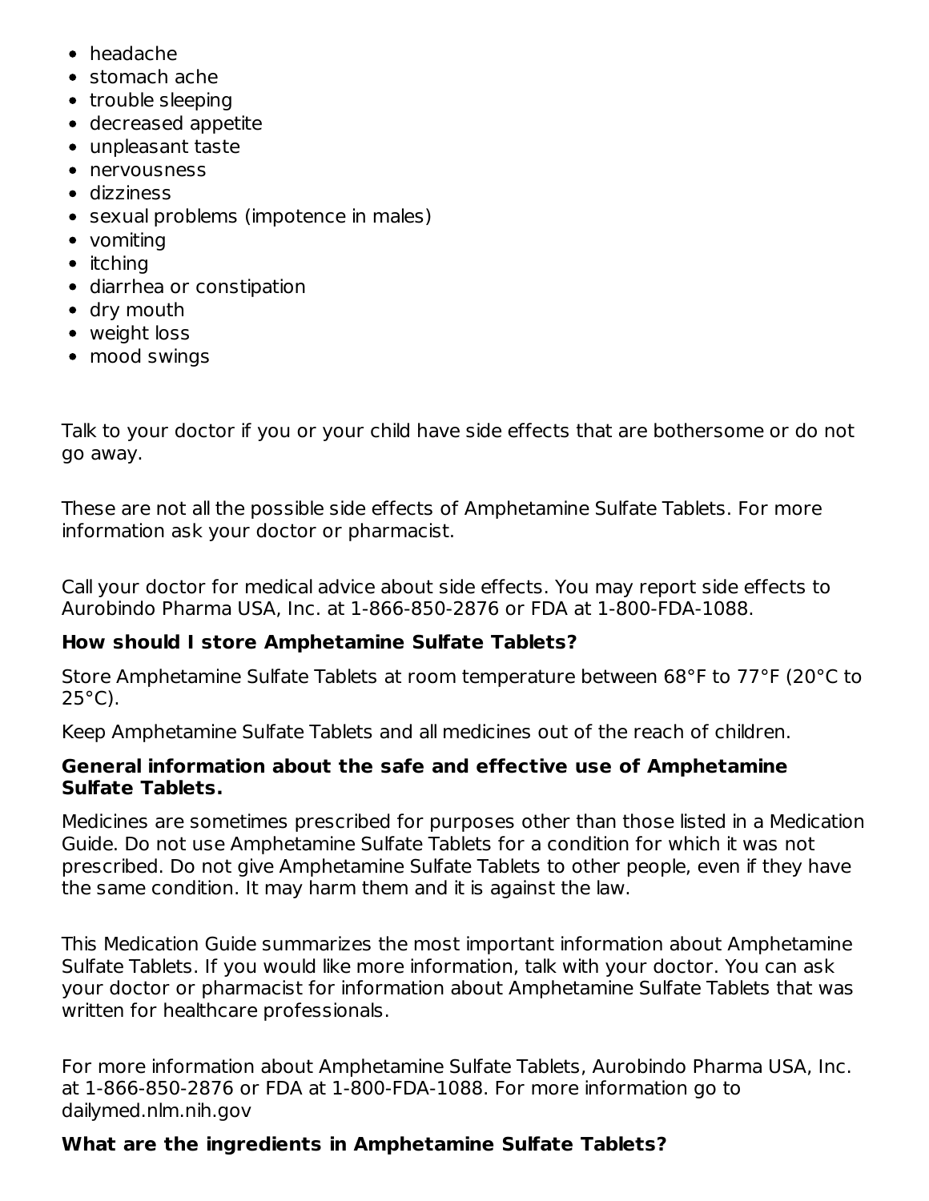- headache
- stomach ache
- trouble sleeping
- decreased appetite
- unpleasant taste
- nervousness
- dizziness
- sexual problems (impotence in males)
- vomiting
- itching
- diarrhea or constipation
- dry mouth
- weight loss
- mood swings

Talk to your doctor if you or your child have side effects that are bothersome or do not go away.

These are not all the possible side effects of Amphetamine Sulfate Tablets. For more information ask your doctor or pharmacist.

Call your doctor for medical advice about side effects. You may report side effects to Aurobindo Pharma USA, Inc. at 1-866-850-2876 or FDA at 1-800-FDA-1088.

**How should I store Amphetamine Sulfate Tablets?**

Store Amphetamine Sulfate Tablets at room temperature between 68°F to 77°F (20°C to 25°C).

Keep Amphetamine Sulfate Tablets and all medicines out of the reach of children.

**General information about the safe and effective use of Amphetamine Sulfate Tablets.**

Medicines are sometimes prescribed for purposes other than those listed in a Medication Guide. Do not use Amphetamine Sulfate Tablets for a condition for which it was not prescribed. Do not give Amphetamine Sulfate Tablets to other people, even if they have the same condition. It may harm them and it is against the law.

This Medication Guide summarizes the most important information about Amphetamine Sulfate Tablets. If you would like more information, talk with your doctor. You can ask your doctor or pharmacist for information about Amphetamine Sulfate Tablets that was written for healthcare professionals.

For more information about Amphetamine Sulfate Tablets, Aurobindo Pharma USA, Inc. at 1-866-850-2876 or FDA at 1-800-FDA-1088. For more information go to dailymed.nlm.nih.gov

**What are the ingredients in Amphetamine Sulfate Tablets?**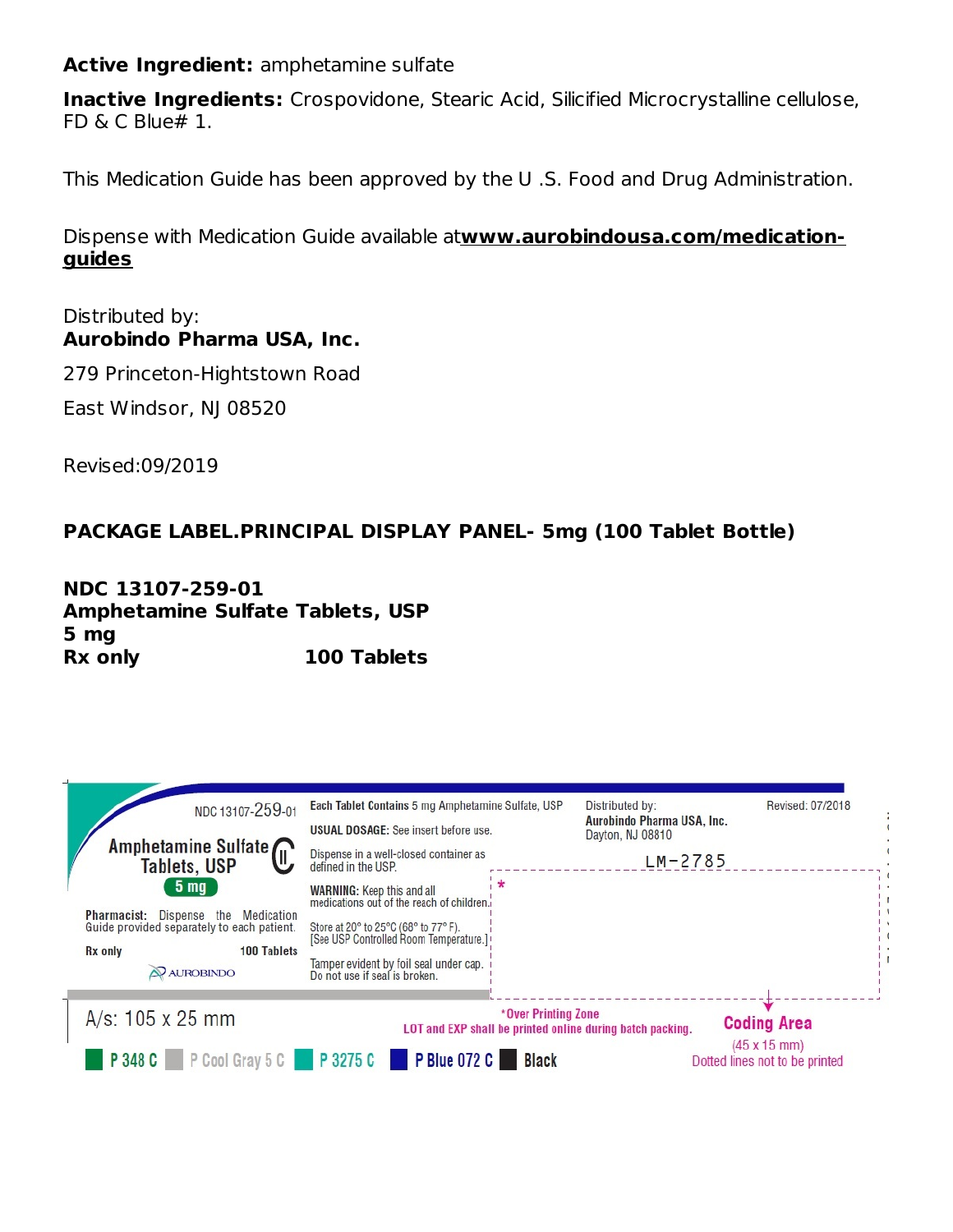**Active Ingredient:** amphetamine sulfate

**Inactive Ingredients:** Crospovidone, Stearic Acid, Silicified Microcrystalline cellulose, FD & C Blue# 1.

This Medication Guide has been approved by the U .S. Food and Drug Administration.

Dispense with Medication Guide available at**[www.aurobindousa.com/medication-guides](http://www.aurobindousa.com/medication-guides)**

Distributed by:
**Aurobindo Pharma USA, Inc.**

279 Princeton-Hightstown Road

East Windsor, NJ 08520

Revised:09/2019

**PACKAGE LABEL.PRINCIPAL DISPLAY PANEL- 5mg (100 Tablet Bottle)**

**NDC 13107-259-01**
**Amphetamine Sulfate Tablets, USP**
**5 mg**
**Rx only 100 Tablets**

NDC 13107-259-01

Amphetamine Sulfate Tablets, USP CII

5 mg

Pharmacist: Dispense the Medication Guide provided separately to each patient.

Rx only 100 Tablets

AUROBINDO

Each Tablet Contains 5 mg Amphetamine Sulfate, USP

USUAL DOSAGE: See insert before use.

Dispense in a well-closed container as defined in the USP.

WARNING: Keep this and all medications out of the reach of children.

Store at 20° to 25°C (68° to 77° F).
[See USP Controlled Room Temperature.]

Tamper evident by foil seal under cap. Do not use if seal is broken.

Distributed by:
Aurobindo Pharma USA, Inc.
Dayton, NJ 08810

Revised: 07/2018

LM-2785

A/s: 105 x 25 mm

*Over Printing Zone
LOT and EXP shall be printed online during batch packing.

Coding Area
(45 x 15 mm)
Dotted lines not to be printed

P 348 C  P Cool Gray 5 C  P 3275 C  P Blue 072 C  Black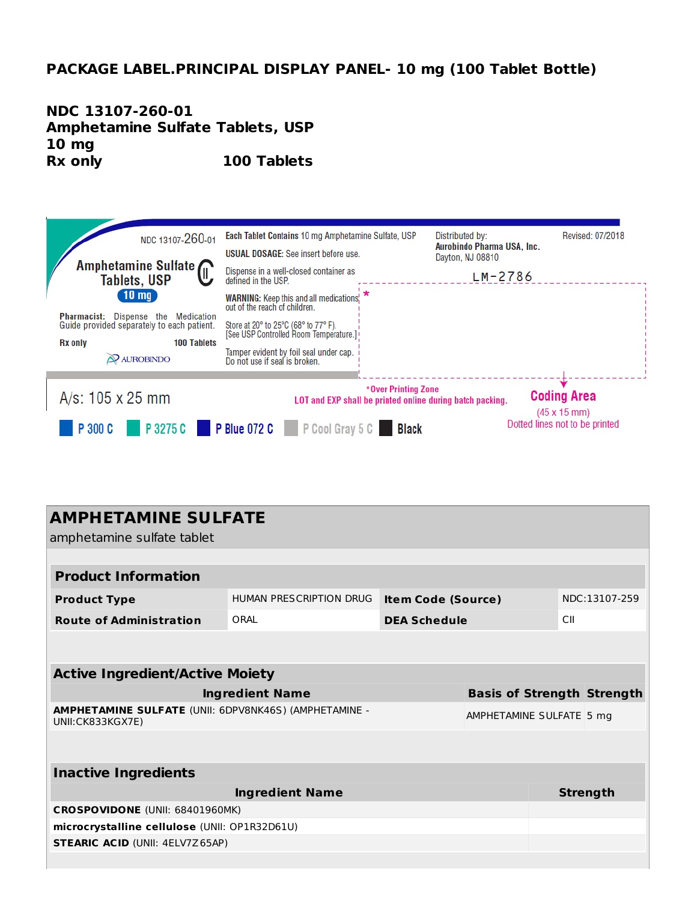## PACKAGE LABEL.PRINCIPAL DISPLAY PANEL- 10 mg (100 Tablet Bottle)

**NDC 13107-260-01**
**Amphetamine Sulfate Tablets, USP**
**10 mg**
**Rx only 100 Tablets**

NDC 13107-260-01

Amphetamine Sulfate Tablets, USP CII

10 mg

Pharmacist: Dispense the Medication Guide provided separately to each patient.

Rx only 100 Tablets

AUROBINDO

**Each Tablet Contains** 10 mg Amphetamine Sulfate, USP

**USUAL DOSAGE:** See insert before use.

Dispense in a well-closed container as defined in the USP.

**WARNING:** Keep this and all medications out of the reach of children.

Store at 20° to 25°C (68° to 77° F). [See USP Controlled Room Temperature.]

Tamper evident by foil seal under cap. Do not use if seal is broken.

Distributed by:
**Aurobindo Pharma USA, Inc.**
Dayton, NJ 08810

Revised: 07/2018

LM-2786

*Over Printing Zone
LOT and EXP shall be printed online during batch packing.

Coding Area
(45 x 15 mm)
Dotted lines not to be printed

A/s: 105 x 25 mm

P 300 C P 3275 C P Blue 072 C P Cool Gray 5 C Black

## AMPHETAMINE SULFATE

amphetamine sulfate tablet

| Product Information | | | |
|---|---|---|---|
| **Product Type** | HUMAN PRESCRIPTION DRUG | **Item Code (Source)** | NDC:13107-259 |
| **Route of Administration** | ORAL | **DEA Schedule** | CII |

| Active Ingredient/Active Moiety | | |
|---|---|---|
| **Ingredient Name** | **Basis of Strength** | **Strength** |
| **AMPHETAMINE SULFATE** (UNII: 6DPV8NK46S) (AMPHETAMINE - UNII:CK833KGX7E) | AMPHETAMINE SULFATE | 5 mg |

| Inactive Ingredients | |
|---|---|
| **Ingredient Name** | **Strength** |
| **CROSPOVIDONE** (UNII: 68401960MK) | |
| **microcrystalline cellulose** (UNII: OP1R32D61U) | |
| **STEARIC ACID** (UNII: 4ELV7Z65AP) | |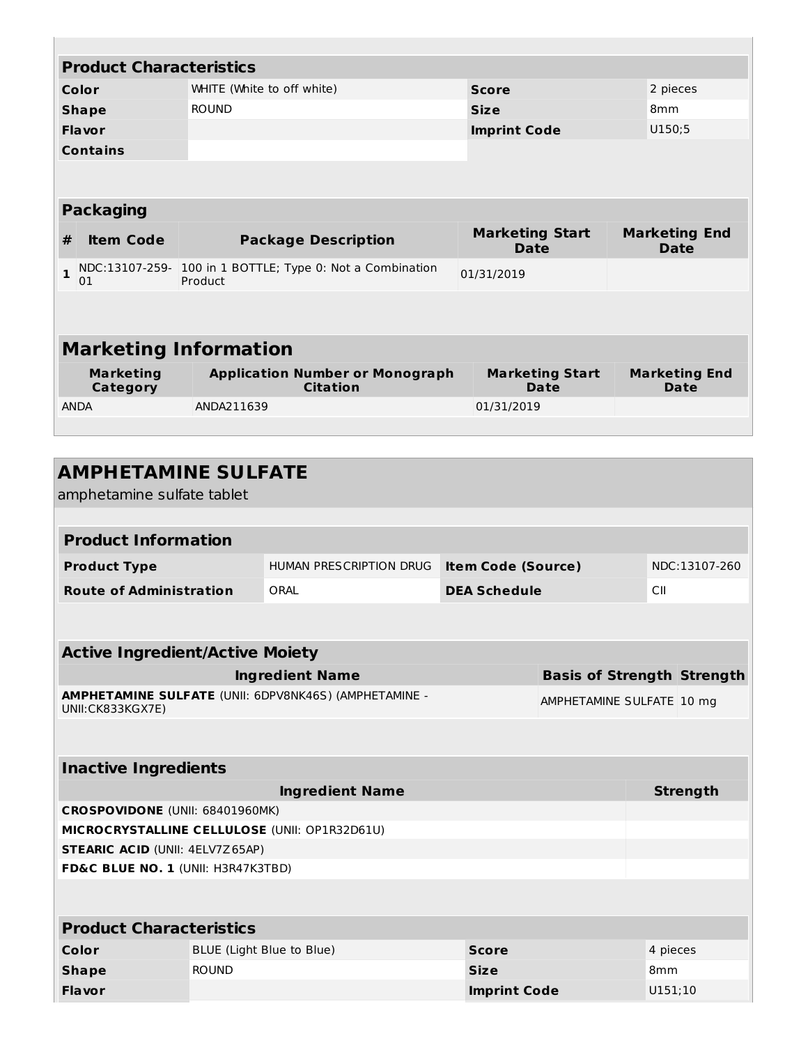| Product Characteristics | | | |
|---|---|---|---|
| **Color** | WHITE (White to off white) | **Score** | 2 pieces |
| **Shape** | ROUND | **Size** | 8mm |
| **Flavor** | | **Imprint Code** | U150;5 |
| **Contains** | | | |

| Packaging | | | | |
|---|---|---|---|---|
| **#** | **Item Code** | **Package Description** | **Marketing Start Date** | **Marketing End Date** |
| 1 | NDC:13107-259-01 | 100 in 1 BOTTLE; Type 0: Not a Combination Product | 01/31/2019 | |

| Marketing Information | | | |
|---|---|---|---|
| **Marketing Category** | **Application Number or Monograph Citation** | **Marketing Start Date** | **Marketing End Date** |
| ANDA | ANDA211639 | 01/31/2019 | |

## AMPHETAMINE SULFATE

amphetamine sulfate tablet

| Product Information | | | |
|---|---|---|---|
| **Product Type** | HUMAN PRESCRIPTION DRUG | **Item Code (Source)** | NDC:13107-260 |
| **Route of Administration** | ORAL | **DEA Schedule** | CII |

| Active Ingredient/Active Moiety | | |
|---|---|---|
| **Ingredient Name** | **Basis of Strength** | **Strength** |
| **AMPHETAMINE SULFATE** (UNII: 6DPV8NK46S) (AMPHETAMINE - UNII:CK833KGX7E) | AMPHETAMINE SULFATE | 10 mg |

| Inactive Ingredients | |
|---|---|
| **Ingredient Name** | **Strength** |
| **CROSPOVIDONE** (UNII: 68401960MK) | |
| **MICROCRYSTALLINE CELLULOSE** (UNII: OP1R32D61U) | |
| **STEARIC ACID** (UNII: 4ELV7Z65AP) | |
| **FD&C BLUE NO. 1** (UNII: H3R47K3TBD) | |

| Product Characteristics | | | |
|---|---|---|---|
| **Color** | BLUE (Light Blue to Blue) | **Score** | 4 pieces |
| **Shape** | ROUND | **Size** | 8mm |
| **Flavor** | | **Imprint Code** | U151;10 |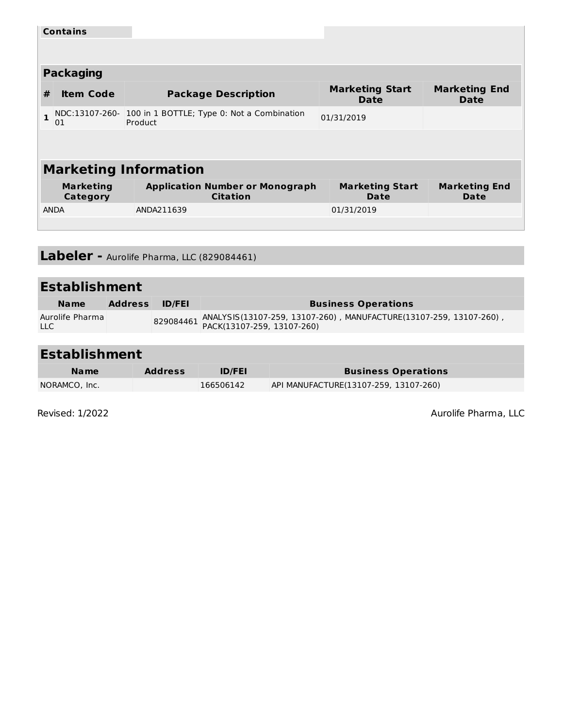| Contains | |
|---|---|

## Packaging

| # | Item Code | Package Description | Marketing Start Date | Marketing End Date |
|---|---|---|---|---|
| 1 | NDC:13107-260-01 | 100 in 1 BOTTLE; Type 0: Not a Combination Product | 01/31/2019 | |

## Marketing Information

| Marketing Category | Application Number or Monograph Citation | Marketing Start Date | Marketing End Date |
|---|---|---|---|
| ANDA | ANDA211639 | 01/31/2019 | |

## Labeler - Aurolife Pharma, LLC (829084461)

## Establishment

| Name | Address | ID/FEI | Business Operations |
|---|---|---|---|
| Aurolife Pharma LLC | | 829084461 | ANALYSIS(13107-259, 13107-260) , MANUFACTURE(13107-259, 13107-260) , PACK(13107-259, 13107-260) |

## Establishment

| Name | Address | ID/FEI | Business Operations |
|---|---|---|---|
| NORAMCO, Inc. | | 166506142 | API MANUFACTURE(13107-259, 13107-260) |

Revised: 1/2022

Aurolife Pharma, LLC